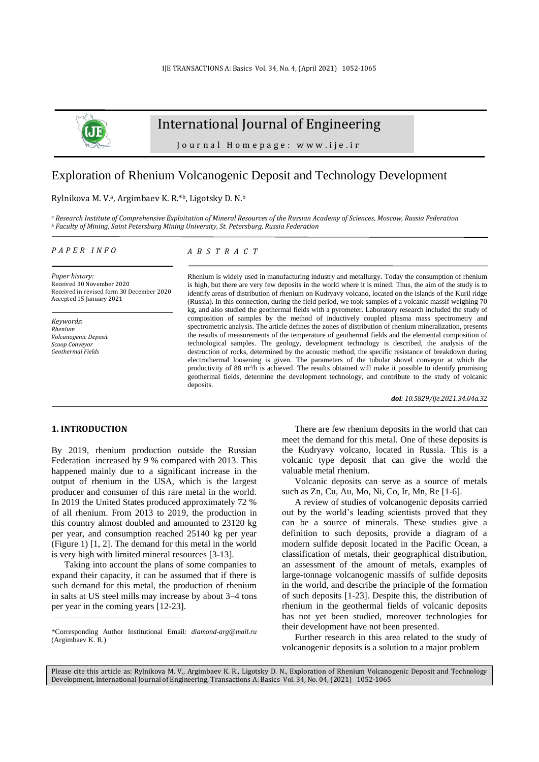# Exploration of Rhenium Volcanogenic Deposit and Technology Development

Rylnikova M. V.[a], Argimbaev K. R.*[b], Ligotsky D. N.[b]

[a] *Research Institute of Comprehensive Exploitation of Mineral Resources of the Russian Academy of Sciences, Moscow, Russia Federation*
[b] *Faculty of Mining, Saint Petersburg Mining University, St. Petersburg, Russia Federation*

*PAPER INFO*

*Paper history:*
Received 30 November 2020
Received in revised form 30 December 2020
Accepted 15 January 2021

*Keywords:*
*Rhenium*
*Volcanogenic Deposit*
*Scoop Conveyor*
*Geothermal Fields*

*ABSTRACT*

Rhenium is widely used in manufacturing industry and metallurgy. Today the consumption of rhenium is high, but there are very few deposits in the world where it is mined. Thus, the aim of the study is to identify areas of distribution of rhenium on Kudryavy volcano, located on the islands of the Kuril ridge (Russia). In this connection, during the field period, we took samples of a volcanic massif weighing 70 kg, and also studied the geothermal fields with a pyrometer. Laboratory research included the study of composition of samples by the method of inductively coupled plasma mass spectrometry and spectrometric analysis. The article defines the zones of distribution of rhenium mineralization, presents the results of measurements of the temperature of geothermal fields and the elemental composition of technological samples. The geology, development technology is described, the analysis of the destruction of rocks, determined by the acoustic method, the specific resistance of breakdown during electrothermal loosening is given. The parameters of the tubular shovel conveyor at which the productivity of 88 m$^3$/h is achieved. The results obtained will make it possible to identify promising geothermal fields, determine the development technology, and contribute to the study of volcanic deposits.

***doi**: 10.5829/ije.2021.34.04a.32*

## 1. INTRODUCTION

By 2019, rhenium production outside the Russian Federation increased by 9 % compared with 2013. This happened mainly due to a significant increase in the output of rhenium in the USA, which is the largest producer and consumer of this rare metal in the world. In 2019 the United States produced approximately 72 % of all rhenium. From 2013 to 2019, the production in this country almost doubled and amounted to 23120 kg per year, and consumption reached 25140 kg per year (Figure 1) [1, 2]. The demand for this metal in the world is very high with limited mineral resources [3-13].

Taking into account the plans of some companies to expand their capacity, it can be assumed that if there is such demand for this metal, the production of rhenium in salts at US steel mills may increase by about 3–4 tons per year in the coming years [12-23].

There are few rhenium deposits in the world that can meet the demand for this metal. One of these deposits is the Kudryavy volcano, located in Russia. This is a volcanic type deposit that can give the world the valuable metal rhenium.

Volcanic deposits can serve as a source of metals such as Zn, Cu, Au, Mo, Ni, Co, Ir, Mn, Re [1-6].

A review of studies of volcanogenic deposits carried out by the world's leading scientists proved that they can be a source of minerals. These studies give a definition to such deposits, provide a diagram of a modern sulfide deposit located in the Pacific Ocean, a classification of metals, their geographical distribution, an assessment of the amount of metals, examples of large-tonnage volcanogenic massifs of sulfide deposits in the world, and describe the principle of the formation of such deposits [1-23]. Despite this, the distribution of rhenium in the geothermal fields of volcanic deposits has not yet been studied, moreover technologies for their development have not been presented.

Further research in this area related to the study of volcanogenic deposits is a solution to a major problem

*Corresponding Author Institutional Email: *diamond-arg@mail.ru* (Argimbaev K. R.)

Please cite this article as: Rylnikova M. V., Argimbaev K. R., Ligotsky D. N., Exploration of Rhenium Volcanogenic Deposit and Technology Development, International Journal of Engineering, Transactions A: Basics Vol. 34, No. 04, (2021) 1052-1065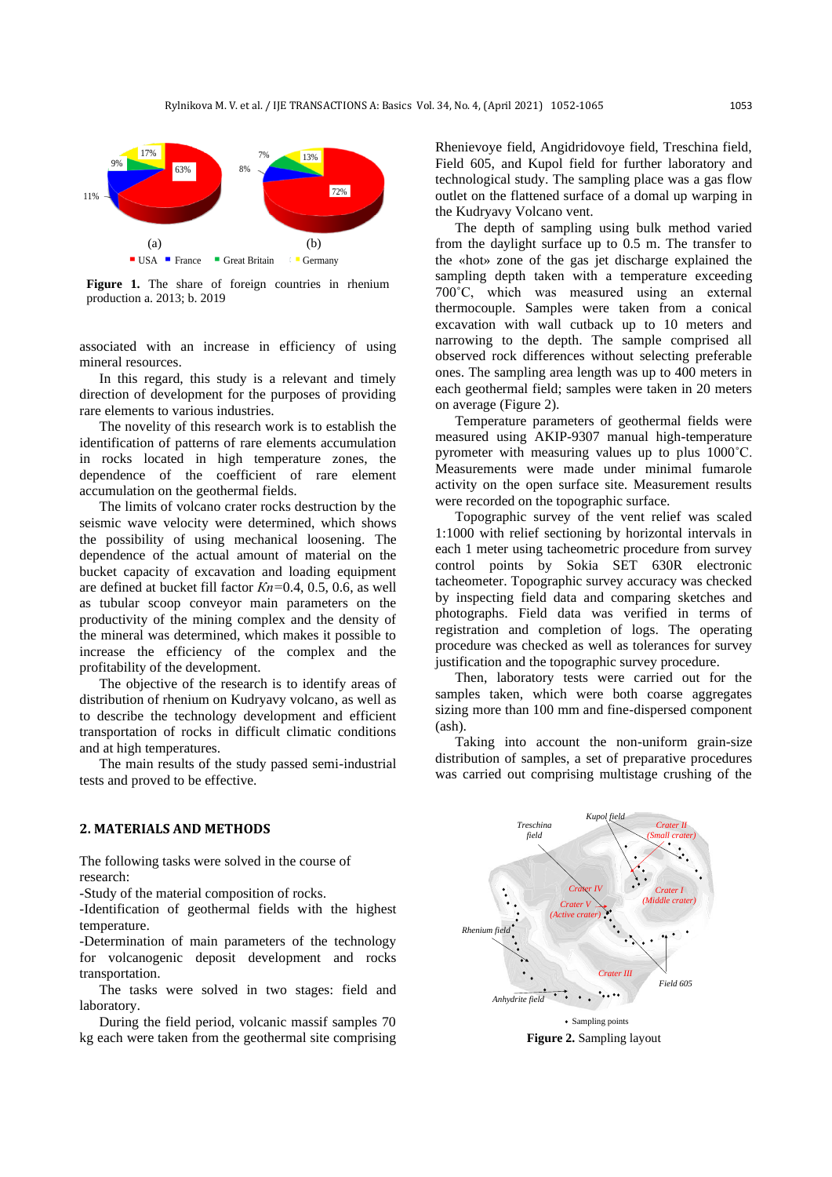Figure 1. The share of foreign countries in rhenium production a. 2013; b. 2019

associated with an increase in efficiency of using mineral resources.

In this regard, this study is a relevant and timely direction of development for the purposes of providing rare elements to various industries.

The novelty of this research work is to establish the identification of patterns of rare elements accumulation in rocks located in high temperature zones, the dependence of the coefficient of rare element accumulation on the geothermal fields.

The limits of volcano crater rocks destruction by the seismic wave velocity were determined, which shows the possibility of using mechanical loosening. The dependence of the actual amount of material on the bucket capacity of excavation and loading equipment are defined at bucket fill factor $Kn$=0.4, 0.5, 0.6, as well as tubular scoop conveyor main parameters on the productivity of the mining complex and the density of the mineral was determined, which makes it possible to increase the efficiency of the complex and the profitability of the development.

The objective of the research is to identify areas of distribution of rhenium on Kudryavy volcano, as well as to describe the technology development and efficient transportation of rocks in difficult climatic conditions and at high temperatures.

The main results of the study passed semi-industrial tests and proved to be effective.

## 2. MATERIALS AND METHODS

The following tasks were solved in the course of research:

-Study of the material composition of rocks.

-Identification of geothermal fields with the highest temperature.

-Determination of main parameters of the technology for volcanogenic deposit development and rocks transportation.

The tasks were solved in two stages: field and laboratory.

During the field period, volcanic massif samples 70 kg each were taken from the geothermal site comprising Rhenievoye field, Angidridovoye field, Treschina field, Field 605, and Kupol field for further laboratory and technological study. The sampling place was a gas flow outlet on the flattened surface of a domal up warping in the Kudryavy Volcano vent.

The depth of sampling using bulk method varied from the daylight surface up to 0.5 m. The transfer to the «hot» zone of the gas jet discharge explained the sampling depth taken with a temperature exceeding 700˚C, which was measured using an external thermocouple. Samples were taken from a conical excavation with wall cutback up to 10 meters and narrowing to the depth. The sample comprised all observed rock differences without selecting preferable ones. The sampling area length was up to 400 meters in each geothermal field; samples were taken in 20 meters on average (Figure 2).

Temperature parameters of geothermal fields were measured using AKIP-9307 manual high-temperature pyrometer with measuring values up to plus 1000˚C. Measurements were made under minimal fumarole activity on the open surface site. Measurement results were recorded on the topographic surface.

Topographic survey of the vent relief was scaled 1:1000 with relief sectioning by horizontal intervals in each 1 meter using tacheometric procedure from survey control points by Sokia SET 630R electronic tacheometer. Topographic survey accuracy was checked by inspecting field data and comparing sketches and photographs. Field data was verified in terms of registration and completion of logs. The operating procedure was checked as well as tolerances for survey justification and the topographic survey procedure.

Then, laboratory tests were carried out for the samples taken, which were both coarse aggregates sizing more than 100 mm and fine-dispersed component (ash).

Taking into account the non-uniform grain-size distribution of samples, a set of preparative procedures was carried out comprising multistage crushing of the

Figure 2. Sampling layout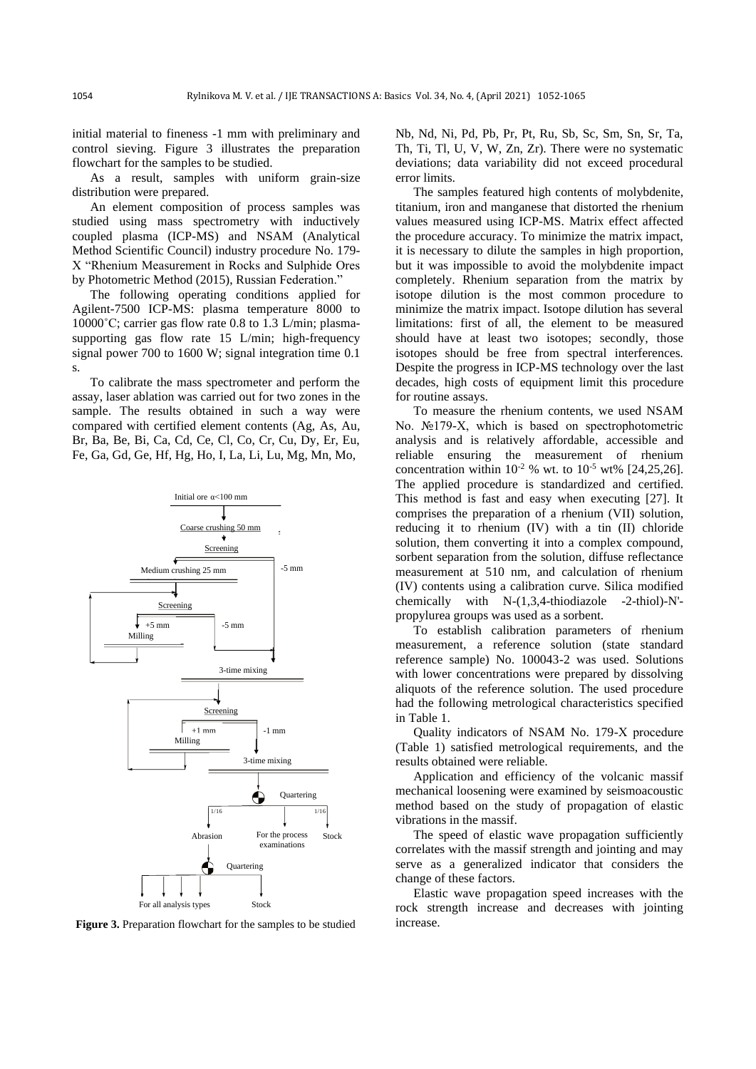initial material to fineness -1 mm with preliminary and control sieving. Figure 3 illustrates the preparation flowchart for the samples to be studied.

As a result, samples with uniform grain-size distribution were prepared.

An element composition of process samples was studied using mass spectrometry with inductively coupled plasma (ICP-MS) and NSAM (Analytical Method Scientific Council) industry procedure No. 179-X "Rhenium Measurement in Rocks and Sulphide Ores by Photometric Method (2015), Russian Federation."

The following operating conditions applied for Agilent-7500 ICP-MS: plasma temperature 8000 to 10000˚C; carrier gas flow rate 0.8 to 1.3 L/min; plasma-supporting gas flow rate 15 L/min; high-frequency signal power 700 to 1600 W; signal integration time 0.1 s.

To calibrate the mass spectrometer and perform the assay, laser ablation was carried out for two zones in the sample. The results obtained in such a way were compared with certified element contents (Ag, As, Au, Br, Ba, Be, Bi, Ca, Cd, Ce, Cl, Co, Cr, Cu, Dy, Er, Eu, Fe, Ga, Gd, Ge, Hf, Hg, Ho, I, La, Li, Lu, Mg, Mn, Mo,

Initial ore α<100 mm

Coarse crushing 50 mm

Screening

-5 mm

Medium crushing 25 mm

Screening

+5 mm

-5 mm

Milling

3-time mixing

Screening

+1 mm

-1 mm

Milling

3-time mixing

Quartering

1/16

1/16

Abrasion

For the process examinations

Stock

Quartering

For all analysis types

Stock

**Figure 3.** Preparation flowchart for the samples to be studied

Nb, Nd, Ni, Pd, Pb, Pr, Pt, Ru, Sb, Sc, Sm, Sn, Sr, Ta, Th, Ti, Tl, U, V, W, Zn, Zr). There were no systematic deviations; data variability did not exceed procedural error limits.

The samples featured high contents of molybdenite, titanium, iron and manganese that distorted the rhenium values measured using ICP-MS. Matrix effect affected the procedure accuracy. To minimize the matrix impact, it is necessary to dilute the samples in high proportion, but it was impossible to avoid the molybdenite impact completely. Rhenium separation from the matrix by isotope dilution is the most common procedure to minimize the matrix impact. Isotope dilution has several limitations: first of all, the element to be measured should have at least two isotopes; secondly, those isotopes should be free from spectral interferences. Despite the progress in ICP-MS technology over the last decades, high costs of equipment limit this procedure for routine assays.

To measure the rhenium contents, we used NSAM No. №179-X, which is based on spectrophotometric analysis and is relatively affordable, accessible and reliable ensuring the measurement of rhenium concentration within $10^{-2}$ % wt. to $10^{-5}$ wt% [24,25,26]. The applied procedure is standardized and certified. This method is fast and easy when executing [27]. It comprises the preparation of a rhenium (VII) solution, reducing it to rhenium (IV) with a tin (II) chloride solution, them converting it into a complex compound, sorbent separation from the solution, diffuse reflectance measurement at 510 nm, and calculation of rhenium (IV) contents using a calibration curve. Silica modified chemically with N-(1,3,4-thiodiazole -2-thiol)-N'-propylurea groups was used as a sorbent.

To establish calibration parameters of rhenium measurement, a reference solution (state standard reference sample) No. 100043-2 was used. Solutions with lower concentrations were prepared by dissolving aliquots of the reference solution. The used procedure had the following metrological characteristics specified in Table 1.

Quality indicators of NSAM No. 179-X procedure (Table 1) satisfied metrological requirements, and the results obtained were reliable.

Application and efficiency of the volcanic massif mechanical loosening were examined by seismoacoustic method based on the study of propagation of elastic vibrations in the massif.

The speed of elastic wave propagation sufficiently correlates with the massif strength and jointing and may serve as a generalized indicator that considers the change of these factors.

Elastic wave propagation speed increases with the rock strength increase and decreases with jointing increase.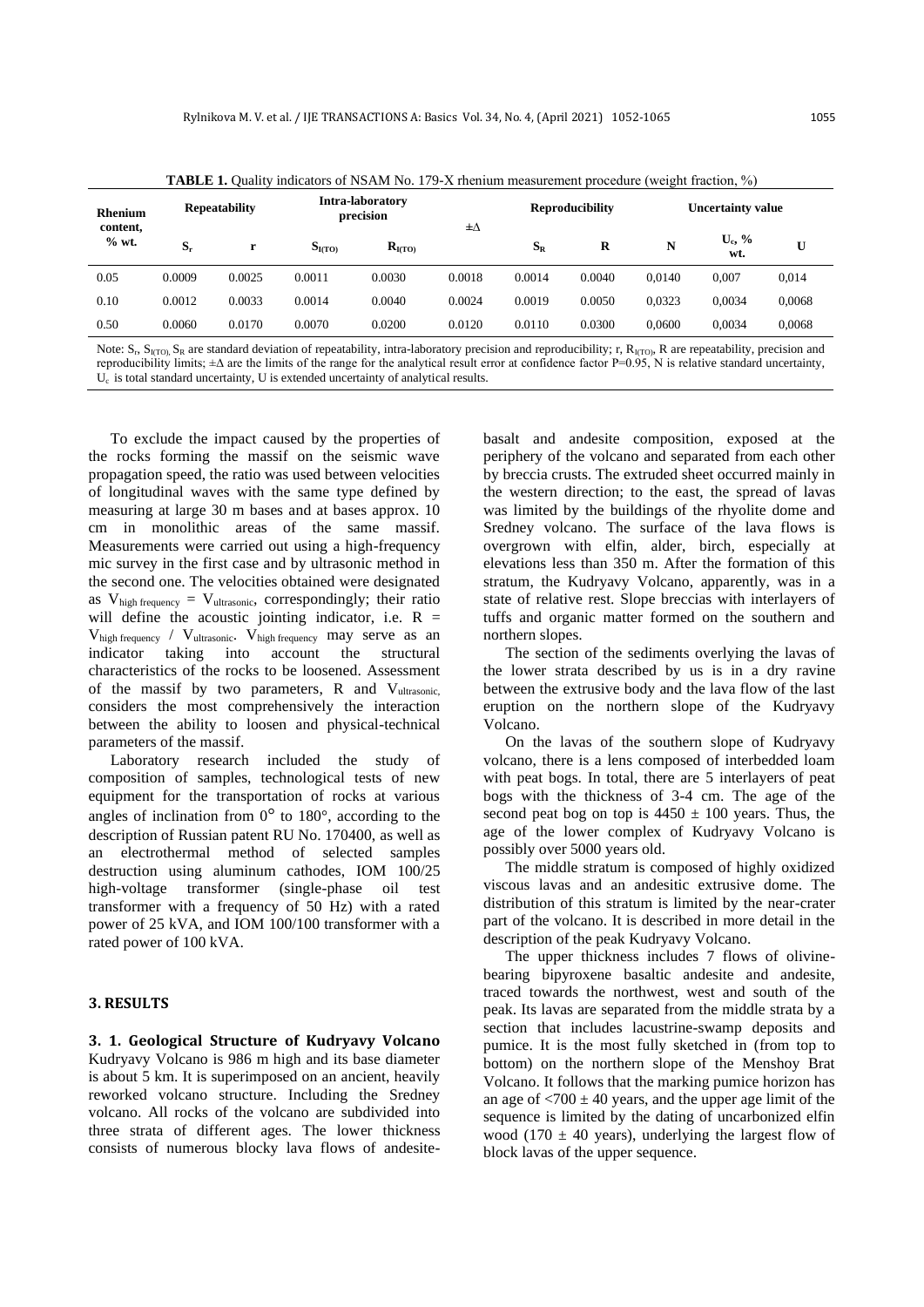**TABLE 1.** Quality indicators of NSAM No. 179-X rhenium measurement procedure (weight fraction, %)

| Rhenium content, % wt. | Repeatability | | Intra-laboratory precision | | ±Δ | Reproducibility | | Uncertainty value | | |
|---|---|---|---|---|---|---|---|---|---|---|
| | $S_r$ | r | $S_{I(TO)}$ | $R_{I(TO)}$ | | $S_R$ | R | N | $U_c$, % wt. | U |
| 0.05 | 0.0009 | 0.0025 | 0.0011 | 0.0030 | 0.0018 | 0.0014 | 0.0040 | 0,0140 | 0,007 | 0,014 |
| 0.10 | 0.0012 | 0.0033 | 0.0014 | 0.0040 | 0.0024 | 0.0019 | 0.0050 | 0,0323 | 0,0034 | 0,0068 |
| 0.50 | 0.0060 | 0.0170 | 0.0070 | 0.0200 | 0.0120 | 0.0110 | 0.0300 | 0,0600 | 0,0034 | 0,0068 |

Note: $S_r$, $S_{I(TO)}$, $S_R$ are standard deviation of repeatability, intra-laboratory precision and reproducibility; r, $R_{I(TO)}$, R are repeatability, precision and reproducibility limits; ±Δ are the limits of the range for the analytical result error at confidence factor P=0.95, N is relative standard uncertainty, $U_c$ is total standard uncertainty, U is extended uncertainty of analytical results.

To exclude the impact caused by the properties of the rocks forming the massif on the seismic wave propagation speed, the ratio was used between velocities of longitudinal waves with the same type defined by measuring at large 30 m bases and at bases approx. 10 cm in monolithic areas of the same massif. Measurements were carried out using a high-frequency mic survey in the first case and by ultrasonic method in the second one. The velocities obtained were designated as $V_{high\ frequency} = V_{ultrasonic}$, correspondingly; their ratio will define the acoustic jointing indicator, i.e. $R = V_{high\ frequency} / V_{ultrasonic}$. $V_{high\ frequency}$ may serve as an indicator taking into account the structural characteristics of the rocks to be loosened. Assessment of the massif by two parameters, R and $V_{ultrasonic}$, considers the most comprehensively the interaction between the ability to loosen and physical-technical parameters of the massif.

Laboratory research included the study of composition of samples, technological tests of new equipment for the transportation of rocks at various angles of inclination from 0° to 180°, according to the description of Russian patent RU No. 170400, as well as an electrothermal method of selected samples destruction using aluminum cathodes, IOM 100/25 high-voltage transformer (single-phase oil test transformer with a frequency of 50 Hz) with a rated power of 25 kVA, and IOM 100/100 transformer with a rated power of 100 kVA.

## 3. RESULTS

### 3. 1. Geological Structure of Kudryavy Volcano

Kudryavy Volcano is 986 m high and its base diameter is about 5 km. It is superimposed on an ancient, heavily reworked volcano structure. Including the Sredney volcano. All rocks of the volcano are subdivided into three strata of different ages. The lower thickness consists of numerous blocky lava flows of andesite-basalt and andesite composition, exposed at the periphery of the volcano and separated from each other by breccia crusts. The extruded sheet occurred mainly in the western direction; to the east, the spread of lavas was limited by the buildings of the rhyolite dome and Sredney volcano. The surface of the lava flows is overgrown with elfin, alder, birch, especially at elevations less than 350 m. After the formation of this stratum, the Kudryavy Volcano, apparently, was in a state of relative rest. Slope breccias with interlayers of tuffs and organic matter formed on the southern and northern slopes.

The section of the sediments overlying the lavas of the lower strata described by us is in a dry ravine between the extrusive body and the lava flow of the last eruption on the northern slope of the Kudryavy Volcano.

On the lavas of the southern slope of Kudryavy volcano, there is a lens composed of interbedded loam with peat bogs. In total, there are 5 interlayers of peat bogs with the thickness of 3-4 cm. The age of the second peat bog on top is 4450 ± 100 years. Thus, the age of the lower complex of Kudryavy Volcano is possibly over 5000 years old.

The middle stratum is composed of highly oxidized viscous lavas and an andesitic extrusive dome. The distribution of this stratum is limited by the near-crater part of the volcano. It is described in more detail in the description of the peak Kudryavy Volcano.

The upper thickness includes 7 flows of olivine-bearing bipyroxene basaltic andesite and andesite, traced towards the northwest, west and south of the peak. Its lavas are separated from the middle strata by a section that includes lacustrine-swamp deposits and pumice. It is the most fully sketched in (from top to bottom) on the northern slope of the Menshoy Brat Volcano. It follows that the marking pumice horizon has an age of <700 ± 40 years, and the upper age limit of the sequence is limited by the dating of uncarbonized elfin wood (170 ± 40 years), underlying the largest flow of block lavas of the upper sequence.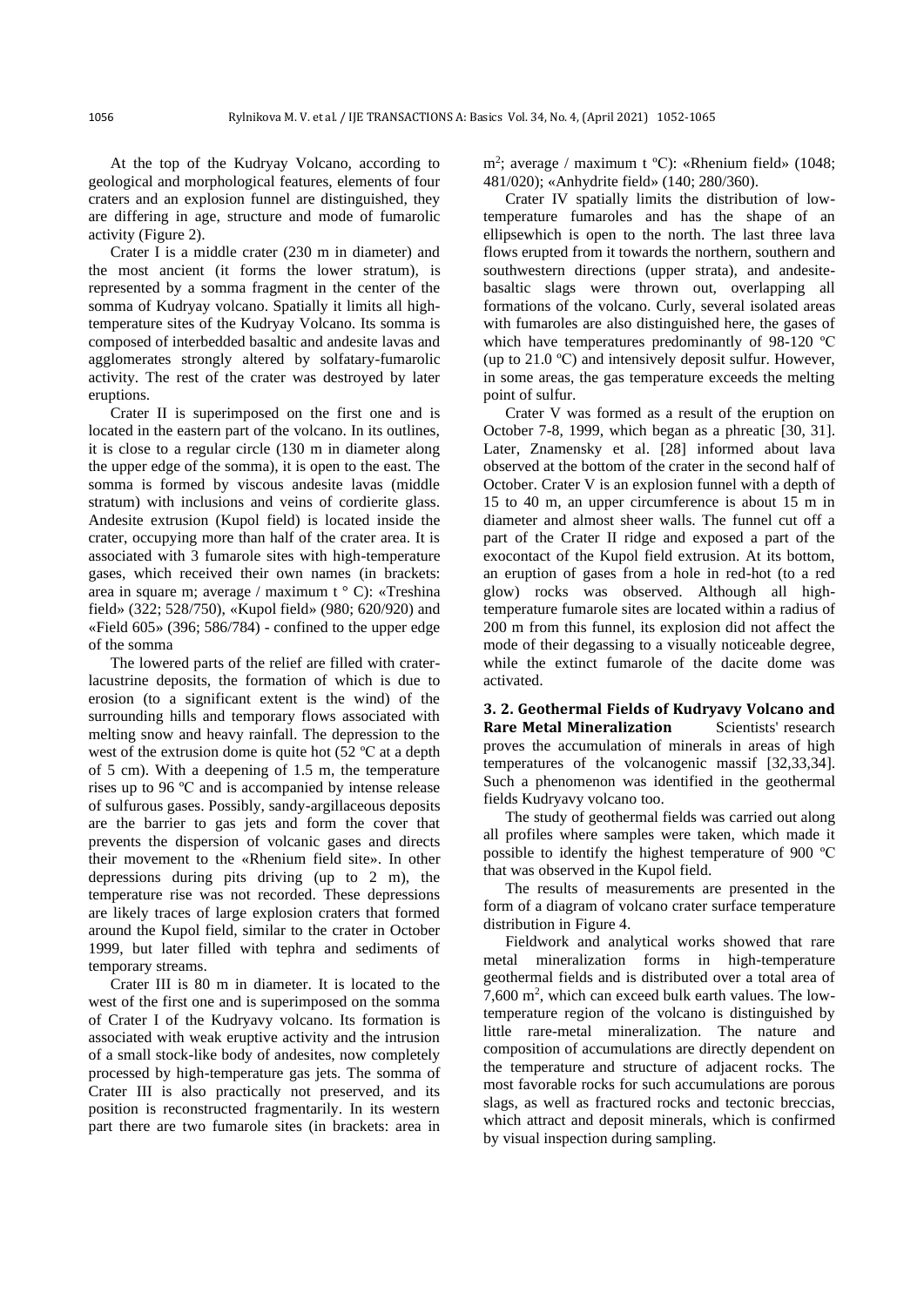At the top of the Kudryay Volcano, according to geological and morphological features, elements of four craters and an explosion funnel are distinguished, they are differing in age, structure and mode of fumarolic activity (Figure 2).

Crater I is a middle crater (230 m in diameter) and the most ancient (it forms the lower stratum), is represented by a somma fragment in the center of the somma of Kudryay volcano. Spatially it limits all high-temperature sites of the Kudryay Volcano. Its somma is composed of interbedded basaltic and andesite lavas and agglomerates strongly altered by solfatary-fumarolic activity. The rest of the crater was destroyed by later eruptions.

Crater II is superimposed on the first one and is located in the eastern part of the volcano. In its outlines, it is close to a regular circle (130 m in diameter along the upper edge of the somma), it is open to the east. The somma is formed by viscous andesite lavas (middle stratum) with inclusions and veins of cordierite glass. Andesite extrusion (Kupol field) is located inside the crater, occupying more than half of the crater area. It is associated with 3 fumarole sites with high-temperature gases, which received their own names (in brackets: area in square m; average / maximum t ° C): «Treshina field» (322; 528/750), «Kupol field» (980; 620/920) and «Field 605» (396; 586/784) - confined to the upper edge of the somma

The lowered parts of the relief are filled with crater-lacustrine deposits, the formation of which is due to erosion (to a significant extent is the wind) of the surrounding hills and temporary flows associated with melting snow and heavy rainfall. The depression to the west of the extrusion dome is quite hot (52 ºC at a depth of 5 cm). With a deepening of 1.5 m, the temperature rises up to 96 ºC and is accompanied by intense release of sulfurous gases. Possibly, sandy-argillaceous deposits are the barrier to gas jets and form the cover that prevents the dispersion of volcanic gases and directs their movement to the «Rhenium field site». In other depressions during pits driving (up to 2 m), the temperature rise was not recorded. These depressions are likely traces of large explosion craters that formed around the Kupol field, similar to the crater in October 1999, but later filled with tephra and sediments of temporary streams.

Crater III is 80 m in diameter. It is located to the west of the first one and is superimposed on the somma of Crater I of the Kudryavy volcano. Its formation is associated with weak eruptive activity and the intrusion of a small stock-like body of andesites, now completely processed by high-temperature gas jets. The somma of Crater III is also practically not preserved, and its position is reconstructed fragmentarily. In its western part there are two fumarole sites (in brackets: area in $m^2$; average / maximum t ºC): «Rhenium field» (1048; 481/020); «Anhydrite field» (140; 280/360).

Crater IV spatially limits the distribution of low-temperature fumaroles and has the shape of an ellipsewhich is open to the north. The last three lava flows erupted from it towards the northern, southern and southwestern directions (upper strata), and andesite-basaltic slags were thrown out, overlapping all formations of the volcano. Curly, several isolated areas with fumaroles are also distinguished here, the gases of which have temperatures predominantly of 98-120 ºC (up to 21.0 ºC) and intensively deposit sulfur. However, in some areas, the gas temperature exceeds the melting point of sulfur.

Crater V was formed as a result of the eruption on October 7-8, 1999, which began as a phreatic [30, 31]. Later, Znamensky et al. [28] informed about lava observed at the bottom of the crater in the second half of October. Crater V is an explosion funnel with a depth of 15 to 40 m, an upper circumference is about 15 m in diameter and almost sheer walls. The funnel cut off a part of the Crater II ridge and exposed a part of the exocontact of the Kupol field extrusion. At its bottom, an eruption of gases from a hole in red-hot (to a red glow) rocks was observed. Although all high-temperature fumarole sites are located within a radius of 200 m from this funnel, its explosion did not affect the mode of their degassing to a visually noticeable degree, while the extinct fumarole of the dacite dome was activated.

### 3. 2. Geothermal Fields of Kudryavy Volcano and Rare Metal Mineralization

Scientists' research proves the accumulation of minerals in areas of high temperatures of the volcanogenic massif [32,33,34]. Such a phenomenon was identified in the geothermal fields Kudryavy volcano too.

The study of geothermal fields was carried out along all profiles where samples were taken, which made it possible to identify the highest temperature of 900 ºC that was observed in the Kupol field.

The results of measurements are presented in the form of a diagram of volcano crater surface temperature distribution in Figure 4.

Fieldwork and analytical works showed that rare metal mineralization forms in high-temperature geothermal fields and is distributed over a total area of 7,600 $m^2$, which can exceed bulk earth values. The low-temperature region of the volcano is distinguished by little rare-metal mineralization. The nature and composition of accumulations are directly dependent on the temperature and structure of adjacent rocks. The most favorable rocks for such accumulations are porous slags, as well as fractured rocks and tectonic breccias, which attract and deposit minerals, which is confirmed by visual inspection during sampling.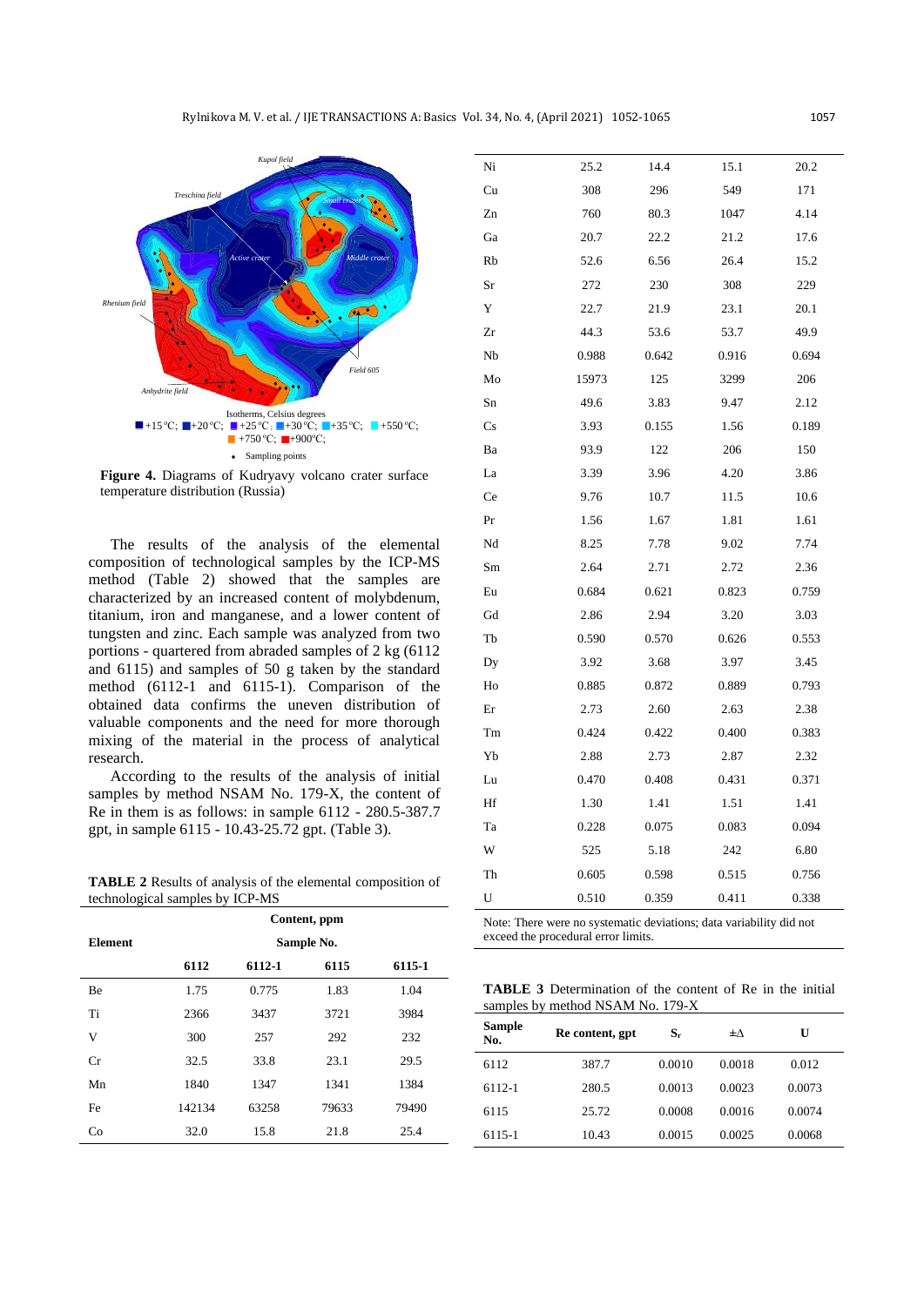Figure 4. Diagrams of Kudryavy volcano crater surface temperature distribution (Russia)

The results of the analysis of the elemental composition of technological samples by the ICP-MS method (Table 2) showed that the samples are characterized by an increased content of molybdenum, titanium, iron and manganese, and a lower content of tungsten and zinc. Each sample was analyzed from two portions - quartered from abraded samples of 2 kg (6112 and 6115) and samples of 50 g taken by the standard method (6112-1 and 6115-1). Comparison of the obtained data confirms the uneven distribution of valuable components and the need for more thorough mixing of the material in the process of analytical research.

According to the results of the analysis of initial samples by method NSAM No. 179-X, the content of Re in them is as follows: in sample 6112 - 280.5-387.7 gpt, in sample 6115 - 10.43-25.72 gpt. (Table 3).

**TABLE 2** Results of analysis of the elemental composition of technological samples by ICP-MS

| Element | Content, ppm | | | |
|---|---|---|---|---|
| | Sample No. | | | |
| | 6112 | 6112-1 | 6115 | 6115-1 |
| Be | 1.75 | 0.775 | 1.83 | 1.04 |
| Ti | 2366 | 3437 | 3721 | 3984 |
| V | 300 | 257 | 292 | 232 |
| Cr | 32.5 | 33.8 | 23.1 | 29.5 |
| Mn | 1840 | 1347 | 1341 | 1384 |
| Fe | 142134 | 63258 | 79633 | 79490 |
| Co | 32.0 | 15.8 | 21.8 | 25.4 |
| Ni | 25.2 | 14.4 | 15.1 | 20.2 |
| Cu | 308 | 296 | 549 | 171 |
| Zn | 760 | 80.3 | 1047 | 4.14 |
| Ga | 20.7 | 22.2 | 21.2 | 17.6 |
| Rb | 52.6 | 6.56 | 26.4 | 15.2 |
| Sr | 272 | 230 | 308 | 229 |
| Y | 22.7 | 21.9 | 23.1 | 20.1 |
| Zr | 44.3 | 53.6 | 53.7 | 49.9 |
| Nb | 0.988 | 0.642 | 0.916 | 0.694 |
| Mo | 15973 | 125 | 3299 | 206 |
| Sn | 49.6 | 3.83 | 9.47 | 2.12 |
| Cs | 3.93 | 0.155 | 1.56 | 0.189 |
| Ba | 93.9 | 122 | 206 | 150 |
| La | 3.39 | 3.96 | 4.20 | 3.86 |
| Ce | 9.76 | 10.7 | 11.5 | 10.6 |
| Pr | 1.56 | 1.67 | 1.81 | 1.61 |
| Nd | 8.25 | 7.78 | 9.02 | 7.74 |
| Sm | 2.64 | 2.71 | 2.72 | 2.36 |
| Eu | 0.684 | 0.621 | 0.823 | 0.759 |
| Gd | 2.86 | 2.94 | 3.20 | 3.03 |
| Tb | 0.590 | 0.570 | 0.626 | 0.553 |
| Dy | 3.92 | 3.68 | 3.97 | 3.45 |
| Ho | 0.885 | 0.872 | 0.889 | 0.793 |
| Er | 2.73 | 2.60 | 2.63 | 2.38 |
| Tm | 0.424 | 0.422 | 0.400 | 0.383 |
| Yb | 2.88 | 2.73 | 2.87 | 2.32 |
| Lu | 0.470 | 0.408 | 0.431 | 0.371 |
| Hf | 1.30 | 1.41 | 1.51 | 1.41 |
| Ta | 0.228 | 0.075 | 0.083 | 0.094 |
| W | 525 | 5.18 | 242 | 6.80 |
| Th | 0.605 | 0.598 | 0.515 | 0.756 |
| U | 0.510 | 0.359 | 0.411 | 0.338 |

Note: There were no systematic deviations; data variability did not exceed the procedural error limits.

**TABLE 3** Determination of the content of Re in the initial samples by method NSAM No. 179-X

| Sample No. | Re content, gpt | $S_r$ | $\pm\Delta$ | U |
|---|---|---|---|---|
| 6112 | 387.7 | 0.0010 | 0.0018 | 0.012 |
| 6112-1 | 280.5 | 0.0013 | 0.0023 | 0.0073 |
| 6115 | 25.72 | 0.0008 | 0.0016 | 0.0074 |
| 6115-1 | 10.43 | 0.0015 | 0.0025 | 0.0068 |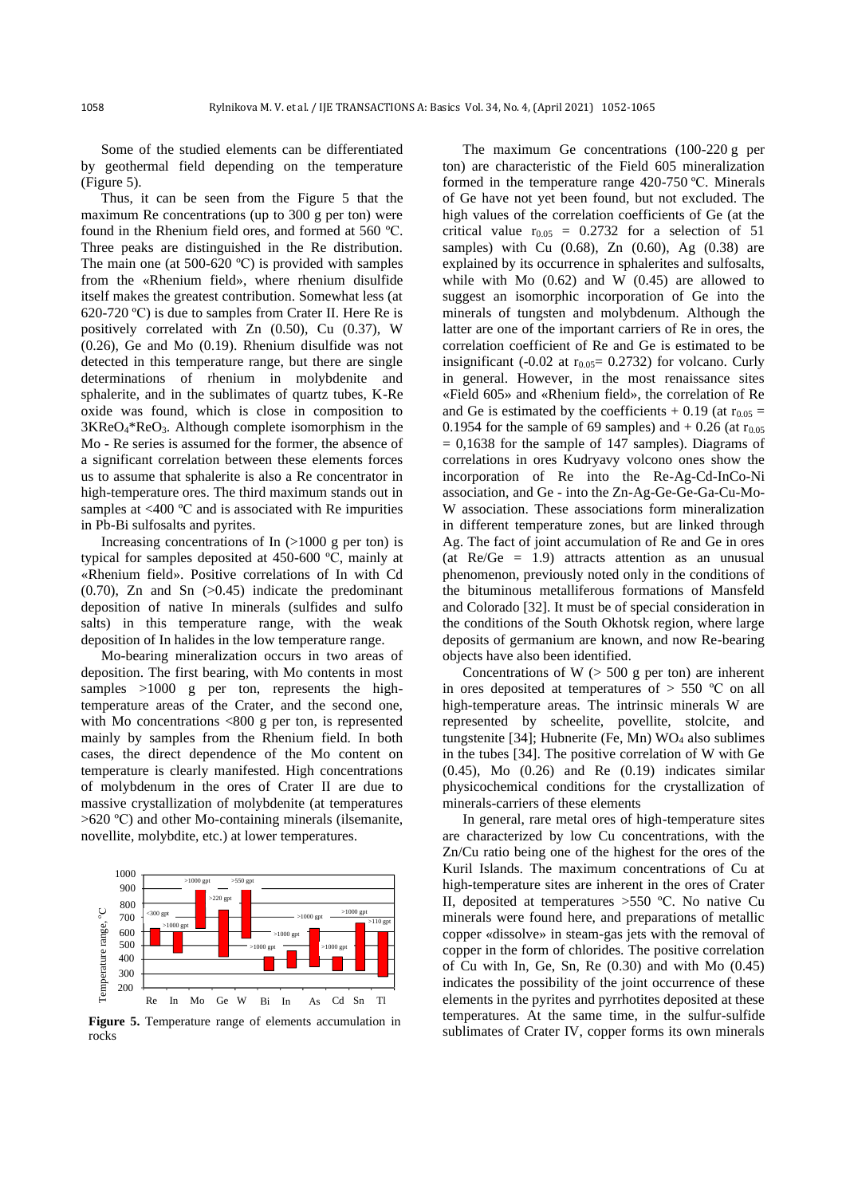Some of the studied elements can be differentiated by geothermal field depending on the temperature (Figure 5).

Thus, it can be seen from the Figure 5 that the maximum Re concentrations (up to 300 g per ton) were found in the Rhenium field ores, and formed at 560 ºC. Three peaks are distinguished in the Re distribution. The main one (at 500-620 ºC) is provided with samples from the «Rhenium field», where rhenium disulfide itself makes the greatest contribution. Somewhat less (at 620-720 ºC) is due to samples from Crater II. Here Re is positively correlated with Zn (0.50), Cu (0.37), W (0.26), Ge and Mo (0.19). Rhenium disulfide was not detected in this temperature range, but there are single determinations of rhenium in molybdenite and sphalerite, and in the sublimates of quartz tubes, K-Re oxide was found, which is close in composition to $3KReO_4*ReO_3$. Although complete isomorphism in the Mo - Re series is assumed for the former, the absence of a significant correlation between these elements forces us to assume that sphalerite is also a Re concentrator in high-temperature ores. The third maximum stands out in samples at <400 ºC and is associated with Re impurities in Pb-Bi sulfosalts and pyrites.

Increasing concentrations of In (>1000 g per ton) is typical for samples deposited at 450-600 ºC, mainly at «Rhenium field». Positive correlations of In with Cd (0.70), Zn and Sn (>0.45) indicate the predominant deposition of native In minerals (sulfides and sulfo salts) in this temperature range, with the weak deposition of In halides in the low temperature range.

Mo-bearing mineralization occurs in two areas of deposition. The first bearing, with Mo contents in most samples >1000 g per ton, represents the high-temperature areas of the Crater, and the second one, with Mo concentrations <800 g per ton, is represented mainly by samples from the Rhenium field. In both cases, the direct dependence of the Mo content on temperature is clearly manifested. High concentrations of molybdenum in the ores of Crater II are due to massive crystallization of molybdenite (at temperatures >620 ºC) and other Mo-containing minerals (ilsemanite, novellite, molybdite, etc.) at lower temperatures.

**Figure 5.** Temperature range of elements accumulation in rocks

The maximum Ge concentrations (100-220 g per ton) are characteristic of the Field 605 mineralization formed in the temperature range 420-750 ºC. Minerals of Ge have not yet been found, but not excluded. The high values of the correlation coefficients of Ge (at the critical value $r_{0.05}$ = 0.2732 for a selection of 51 samples) with Cu (0.68), Zn (0.60), Ag (0.38) are explained by its occurrence in sphalerites and sulfosalts, while with Mo (0.62) and W (0.45) are allowed to suggest an isomorphic incorporation of Ge into the minerals of tungsten and molybdenum. Although the latter are one of the important carriers of Re in ores, the correlation coefficient of Re and Ge is estimated to be insignificant (-0.02 at $r_{0.05}$= 0.2732) for volcano. Curly in general. However, in the most renaissance sites «Field 605» and «Rhenium field», the correlation of Re and Ge is estimated by the coefficients + 0.19 (at $r_{0.05}$ = 0.1954 for the sample of 69 samples) and + 0.26 (at $r_{0.05}$ = 0,1638 for the sample of 147 samples). Diagrams of correlations in ores Kudryavy volcono ones show the incorporation of Re into the Re-Ag-Cd-InCo-Ni association, and Ge - into the Zn-Ag-Ge-Ge-Ga-Cu-Mo-W association. These associations form mineralization in different temperature zones, but are linked through Ag. The fact of joint accumulation of Re and Ge in ores (at Re/Ge = 1.9) attracts attention as an unusual phenomenon, previously noted only in the conditions of the bituminous metalliferous formations of Mansfeld and Colorado [32]. It must be of special consideration in the conditions of the South Okhotsk region, where large deposits of germanium are known, and now Re-bearing objects have also been identified.

Concentrations of W (> 500 g per ton) are inherent in ores deposited at temperatures of > 550 ºC on all high-temperature areas. The intrinsic minerals W are represented by scheelite, povellite, stolcite, and tungstenite [34]; Hubnerite (Fe, Mn) $WO_4$ also sublimes in the tubes [34]. The positive correlation of W with Ge (0.45), Mo (0.26) and Re (0.19) indicates similar physicochemical conditions for the crystallization of minerals-carriers of these elements

In general, rare metal ores of high-temperature sites are characterized by low Cu concentrations, with the Zn/Cu ratio being one of the highest for the ores of the Kuril Islands. The maximum concentrations of Cu at high-temperature sites are inherent in the ores of Crater II, deposited at temperatures >550 ºC. No native Cu minerals were found here, and preparations of metallic copper «dissolve» in steam-gas jets with the removal of copper in the form of chlorides. The positive correlation of Cu with In, Ge, Sn, Re (0.30) and with Mo (0.45) indicates the possibility of the joint occurrence of these elements in the pyrites and pyrrhotites deposited at these temperatures. At the same time, in the sulfur-sulfide sublimates of Crater IV, copper forms its own minerals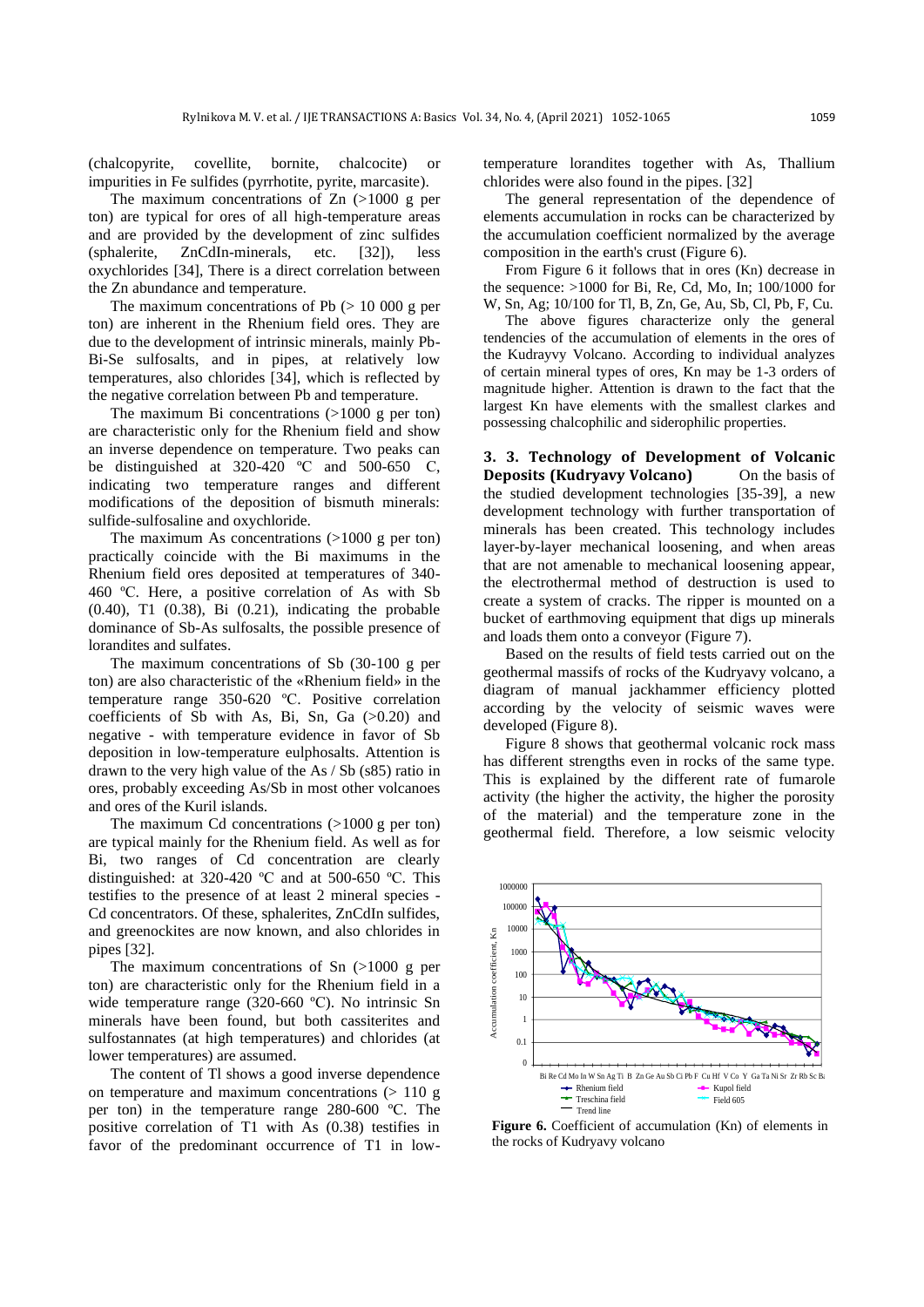(chalcopyrite, covellite, bornite, chalcocite) or impurities in Fe sulfides (pyrrhotite, pyrite, marcasite).

The maximum concentrations of Zn (>1000 g per ton) are typical for ores of all high-temperature areas and are provided by the development of zinc sulfides (sphalerite, ZnCdIn-minerals, etc. [32]), less oxychlorides [34], There is a direct correlation between the Zn abundance and temperature.

The maximum concentrations of Pb (> 10 000 g per ton) are inherent in the Rhenium field ores. They are due to the development of intrinsic minerals, mainly Pb-Bi-Se sulfosalts, and in pipes, at relatively low temperatures, also chlorides [34], which is reflected by the negative correlation between Pb and temperature.

The maximum Bi concentrations (>1000 g per ton) are characteristic only for the Rhenium field and show an inverse dependence on temperature. Two peaks can be distinguished at 320-420 ºC and 500-650 C, indicating two temperature ranges and different modifications of the deposition of bismuth minerals: sulfide-sulfosaline and oxychloride.

The maximum As concentrations (>1000 g per ton) practically coincide with the Bi maximums in the Rhenium field ores deposited at temperatures of 340-460 ºC. Here, a positive correlation of As with Sb (0.40), T1 (0.38), Bi (0.21), indicating the probable dominance of Sb-As sulfosalts, the possible presence of lorandites and sulfates.

The maximum concentrations of Sb (30-100 g per ton) are also characteristic of the «Rhenium field» in the temperature range 350-620 ºC. Positive correlation coefficients of Sb with As, Bi, Sn, Ga (>0.20) and negative - with temperature evidence in favor of Sb deposition in low-temperature eulphosalts. Attention is drawn to the very high value of the As / Sb (s85) ratio in ores, probably exceeding As/Sb in most other volcanoes and ores of the Kuril islands.

The maximum Cd concentrations (>1000 g per ton) are typical mainly for the Rhenium field. As well as for Bi, two ranges of Cd concentration are clearly distinguished: at 320-420 ºC and at 500-650 ºC. This testifies to the presence of at least 2 mineral species - Cd concentrators. Of these, sphalerites, ZnCdIn sulfides, and greenockites are now known, and also chlorides in pipes [32].

The maximum concentrations of Sn (>1000 g per ton) are characteristic only for the Rhenium field in a wide temperature range (320-660 ºC). No intrinsic Sn minerals have been found, but both cassiterites and sulfostannates (at high temperatures) and chlorides (at lower temperatures) are assumed.

The content of Tl shows a good inverse dependence on temperature and maximum concentrations (> 110 g per ton) in the temperature range 280-600 ºC. The positive correlation of T1 with As (0.38) testifies in favor of the predominant occurrence of T1 in low-temperature lorandites together with As, Thallium chlorides were also found in the pipes. [32]

The general representation of the dependence of elements accumulation in rocks can be characterized by the accumulation coefficient normalized by the average composition in the earth's crust (Figure 6).

From Figure 6 it follows that in ores (Kn) decrease in the sequence: >1000 for Bi, Re, Cd, Mo, In; 100/1000 for W, Sn, Ag; 10/100 for Tl, B, Zn, Ge, Au, Sb, Cl, Pb, F, Cu.

The above figures characterize only the general tendencies of the accumulation of elements in the ores of the Kudrayvy Volcano. According to individual analyzes of certain mineral types of ores, Kn may be 1-3 orders of magnitude higher. Attention is drawn to the fact that the largest Kn have elements with the smallest clarkes and possessing chalcophilic and siderophilic properties.

## 3. 3. Technology of Development of Volcanic Deposits (Kudryavy Volcano)

On the basis of the studied development technologies [35-39], a new development technology with further transportation of minerals has been created. This technology includes layer-by-layer mechanical loosening, and when areas that are not amenable to mechanical loosening appear, the electrothermal method of destruction is used to create a system of cracks. The ripper is mounted on a bucket of earthmoving equipment that digs up minerals and loads them onto a conveyor (Figure 7).

Based on the results of field tests carried out on the geothermal massifs of rocks of the Kudryavy volcano, a diagram of manual jackhammer efficiency plotted according by the velocity of seismic waves were developed (Figure 8).

Figure 8 shows that geothermal volcanic rock mass has different strengths even in rocks of the same type. This is explained by the different rate of fumarole activity (the higher the activity, the higher the porosity of the material) and the temperature zone in the geothermal field. Therefore, a low seismic velocity

**Figure 6.** Coefficient of accumulation (Kn) of elements in the rocks of Kudryavy volcano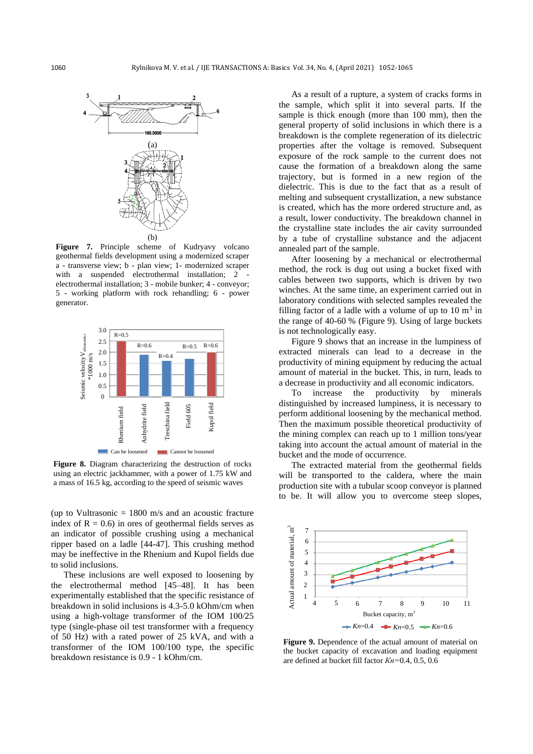**Figure 7.** Principle scheme of Kudryavy volcano geothermal fields development using a modernized scraper a - transverse view; b - plan view; 1- modernized scraper with a suspended electrothermal installation; 2 - electrothermal installation; 3 - mobile bunker; 4 - conveyor; 5 - working platform with rock rehandling; 6 - power generator.

**Figure 8.** Diagram characterizing the destruction of rocks using an electric jackhammer, with a power of 1.75 kW and a mass of 16.5 kg, according to the speed of seismic waves

(up to $V_{ultrasonic}$ = 1800 m/s and an acoustic fracture index of R = 0.6) in ores of geothermal fields serves as an indicator of possible crushing using a mechanical ripper based on a ladle [44-47]. This crushing method may be ineffective in the Rhenium and Kupol fields due to solid inclusions.

These inclusions are well exposed to loosening by the electrothermal method [45–48]. It has been experimentally established that the specific resistance of breakdown in solid inclusions is 4.3-5.0 kOhm/cm when using a high-voltage transformer of the IOM 100/25 type (single-phase oil test transformer with a frequency of 50 Hz) with a rated power of 25 kVA, and with a transformer of the IOM 100/100 type, the specific breakdown resistance is 0.9 - 1 kOhm/cm.

As a result of a rupture, a system of cracks forms in the sample, which split it into several parts. If the sample is thick enough (more than 100 mm), then the general property of solid inclusions in which there is a breakdown is the complete regeneration of its dielectric properties after the voltage is removed. Subsequent exposure of the rock sample to the current does not cause the formation of a breakdown along the same trajectory, but is formed in a new region of the dielectric. This is due to the fact that as a result of melting and subsequent crystallization, a new substance is created, which has the more ordered structure and, as a result, lower conductivity. The breakdown channel in the crystalline state includes the air cavity surrounded by a tube of crystalline substance and the adjacent annealed part of the sample.

After loosening by a mechanical or electrothermal method, the rock is dug out using a bucket fixed with cables between two supports, which is driven by two winches. At the same time, an experiment carried out in laboratory conditions with selected samples revealed the filling factor of a ladle with a volume of up to 10 m$^3$ in the range of 40-60 % (Figure 9). Using of large buckets is not technologically easy.

Figure 9 shows that an increase in the lumpiness of extracted minerals can lead to a decrease in the productivity of mining equipment by reducing the actual amount of material in the bucket. This, in turn, leads to a decrease in productivity and all economic indicators.

To increase the productivity by minerals distinguished by increased lumpiness, it is necessary to perform additional loosening by the mechanical method. Then the maximum possible theoretical productivity of the mining complex can reach up to 1 million tons/year taking into account the actual amount of material in the bucket and the mode of occurrence.

The extracted material from the geothermal fields will be transported to the caldera, where the main production site with a tubular scoop conveyor is planned to be. It will allow you to overcome steep slopes,

**Figure 9.** Dependence of the actual amount of material on the bucket capacity of excavation and loading equipment are defined at bucket fill factor *Kn*=0.4, 0.5, 0.6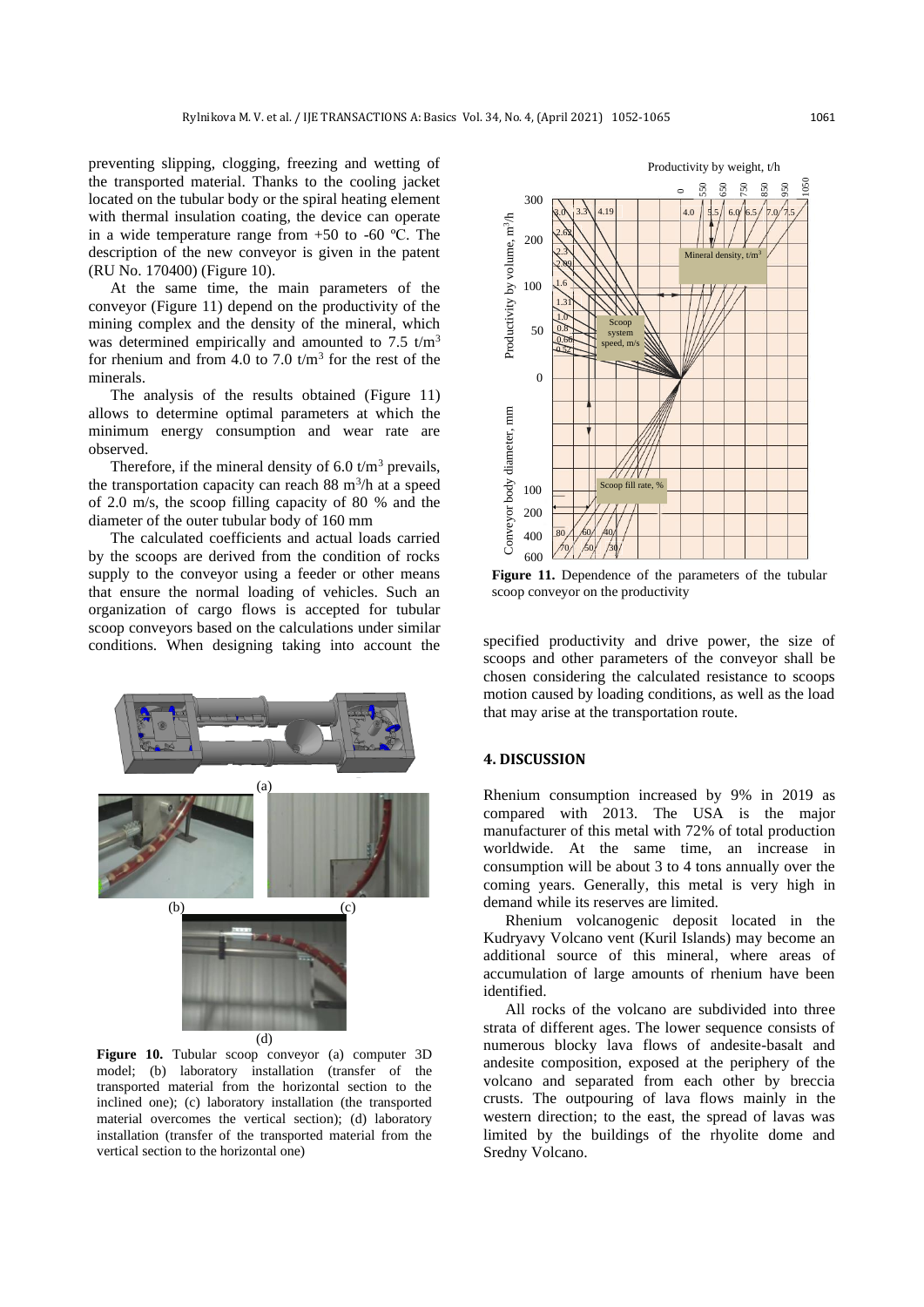preventing slipping, clogging, freezing and wetting of the transported material. Thanks to the cooling jacket located on the tubular body or the spiral heating element with thermal insulation coating, the device can operate in a wide temperature range from +50 to -60 ºC. The description of the new conveyor is given in the patent (RU No. 170400) (Figure 10).

At the same time, the main parameters of the conveyor (Figure 11) depend on the productivity of the mining complex and the density of the mineral, which was determined empirically and amounted to 7.5 t/m$^3$ for rhenium and from 4.0 to 7.0 t/m$^3$ for the rest of the minerals.

The analysis of the results obtained (Figure 11) allows to determine optimal parameters at which the minimum energy consumption and wear rate are observed.

Therefore, if the mineral density of 6.0 t/m$^3$ prevails, the transportation capacity can reach 88 m$^3$/h at a speed of 2.0 m/s, the scoop filling capacity of 80 % and the diameter of the outer tubular body of 160 mm

The calculated coefficients and actual loads carried by the scoops are derived from the condition of rocks supply to the conveyor using a feeder or other means that ensure the normal loading of vehicles. Such an organization of cargo flows is accepted for tubular scoop conveyors based on the calculations under similar conditions. When designing taking into account the specified productivity and drive power, the size of scoops and other parameters of the conveyor shall be chosen considering the calculated resistance to scoops motion caused by loading conditions, as well as the load that may arise at the transportation route.

**Figure 10.** Tubular scoop conveyor (a) computer 3D model; (b) laboratory installation (transfer of the transported material from the horizontal section to the inclined one); (c) laboratory installation (the transported material overcomes the vertical section); (d) laboratory installation (transfer of the transported material from the vertical section to the horizontal one)

**Figure 11.** Dependence of the parameters of the tubular scoop conveyor on the productivity

## 4. DISCUSSION

Rhenium consumption increased by 9% in 2019 as compared with 2013. The USA is the major manufacturer of this metal with 72% of total production worldwide. At the same time, an increase in consumption will be about 3 to 4 tons annually over the coming years. Generally, this metal is very high in demand while its reserves are limited.

Rhenium volcanogenic deposit located in the Kudryavy Volcano vent (Kuril Islands) may become an additional source of this mineral, where areas of accumulation of large amounts of rhenium have been identified.

All rocks of the volcano are subdivided into three strata of different ages. The lower sequence consists of numerous blocky lava flows of andesite-basalt and andesite composition, exposed at the periphery of the volcano and separated from each other by breccia crusts. The outpouring of lava flows mainly in the western direction; to the east, the spread of lavas was limited by the buildings of the rhyolite dome and Sredny Volcano.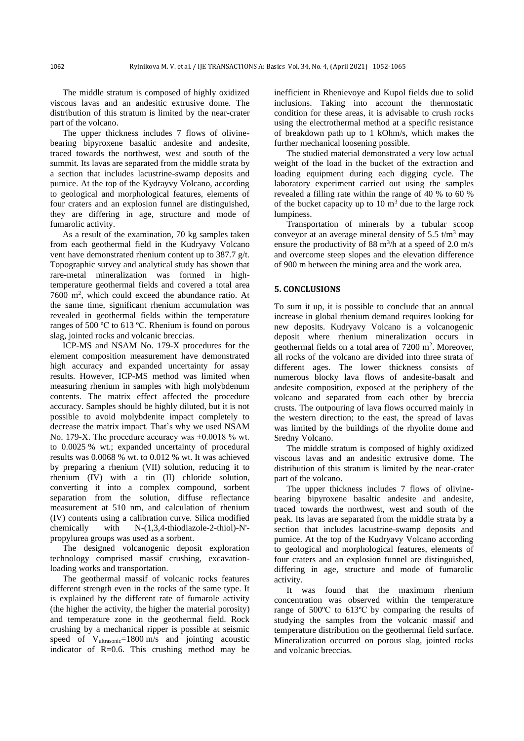The middle stratum is composed of highly oxidized viscous lavas and an andesitic extrusive dome. The distribution of this stratum is limited by the near-crater part of the volcano.

The upper thickness includes 7 flows of olivine-bearing bipyroxene basaltic andesite and andesite, traced towards the northwest, west and south of the summit. Its lavas are separated from the middle strata by a section that includes lacustrine-swamp deposits and pumice. At the top of the Kydrayvy Volcano, according to geological and morphological features, elements of four craters and an explosion funnel are distinguished, they are differing in age, structure and mode of fumarolic activity.

As a result of the examination, 70 kg samples taken from each geothermal field in the Kudryavy Volcano vent have demonstrated rhenium content up to 387.7 g/t. Topographic survey and analytical study has shown that rare-metal mineralization was formed in high-temperature geothermal fields and covered a total area 7600 m$^2$, which could exceed the abundance ratio. At the same time, significant rhenium accumulation was revealed in geothermal fields within the temperature ranges of 500 ºC to 613 ºC. Rhenium is found on porous slag, jointed rocks and volcanic breccias.

ICP-MS and NSAM No. 179-X procedures for the element composition measurement have demonstrated high accuracy and expanded uncertainty for assay results. However, ICP-MS method was limited when measuring rhenium in samples with high molybdenum contents. The matrix effect affected the procedure accuracy. Samples should be highly diluted, but it is not possible to avoid molybdenite impact completely to decrease the matrix impact. That's why we used NSAM No. 179-X. The procedure accuracy was ±0.0018 % wt. to 0.0025 % wt.; expanded uncertainty of procedural results was 0.0068 % wt. to 0.012 % wt. It was achieved by preparing a rhenium (VII) solution, reducing it to rhenium (IV) with a tin (II) chloride solution, converting it into a complex compound, sorbent separation from the solution, diffuse reflectance measurement at 510 nm, and calculation of rhenium (IV) contents using a calibration curve. Silica modified chemically with N-(1,3,4-thiodiazole-2-thiol)-N'-propylurea groups was used as a sorbent.

The designed volcanogenic deposit exploration technology comprised massif crushing, excavation-loading works and transportation.

The geothermal massif of volcanic rocks features different strength even in the rocks of the same type. It is explained by the different rate of fumarole activity (the higher the activity, the higher the material porosity) and temperature zone in the geothermal field. Rock crushing by a mechanical ripper is possible at seismic speed of $V_{ultrasonic}$=1800 m/s and jointing acoustic indicator of R=0.6. This crushing method may be inefficient in Rhenievoye and Kupol fields due to solid inclusions. Taking into account the thermostatic condition for these areas, it is advisable to crush rocks using the electrothermal method at a specific resistance of breakdown path up to 1 kOhm/s, which makes the further mechanical loosening possible.

The studied material demonstrated a very low actual weight of the load in the bucket of the extraction and loading equipment during each digging cycle. The laboratory experiment carried out using the samples revealed a filling rate within the range of 40 % to 60 % of the bucket capacity up to 10 m$^3$ due to the large rock lumpiness.

Transportation of minerals by a tubular scoop conveyor at an average mineral density of 5.5 t/m$^3$ may ensure the productivity of 88 m$^3$/h at a speed of 2.0 m/s and overcome steep slopes and the elevation difference of 900 m between the mining area and the work area.

## 5. CONCLUSIONS

To sum it up, it is possible to conclude that an annual increase in global rhenium demand requires looking for new deposits. Kudryavy Volcano is a volcanogenic deposit where rhenium mineralization occurs in geothermal fields on a total area of 7200 m$^2$. Moreover, all rocks of the volcano are divided into three strata of different ages. The lower thickness consists of numerous blocky lava flows of andesite-basalt and andesite composition, exposed at the periphery of the volcano and separated from each other by breccia crusts. The outpouring of lava flows occurred mainly in the western direction; to the east, the spread of lavas was limited by the buildings of the rhyolite dome and Sredny Volcano.

The middle stratum is composed of highly oxidized viscous lavas and an andesitic extrusive dome. The distribution of this stratum is limited by the near-crater part of the volcano.

The upper thickness includes 7 flows of olivine-bearing bipyroxene basaltic andesite and andesite, traced towards the northwest, west and south of the peak. Its lavas are separated from the middle strata by a section that includes lacustrine-swamp deposits and pumice. At the top of the Kudryavy Volcano according to geological and morphological features, elements of four craters and an explosion funnel are distinguished, differing in age, structure and mode of fumarolic activity.

It was found that the maximum rhenium concentration was observed within the temperature range of 500ºC to 613ºC by comparing the results of studying the samples from the volcanic massif and temperature distribution on the geothermal field surface. Mineralization occurred on porous slag, jointed rocks and volcanic breccias.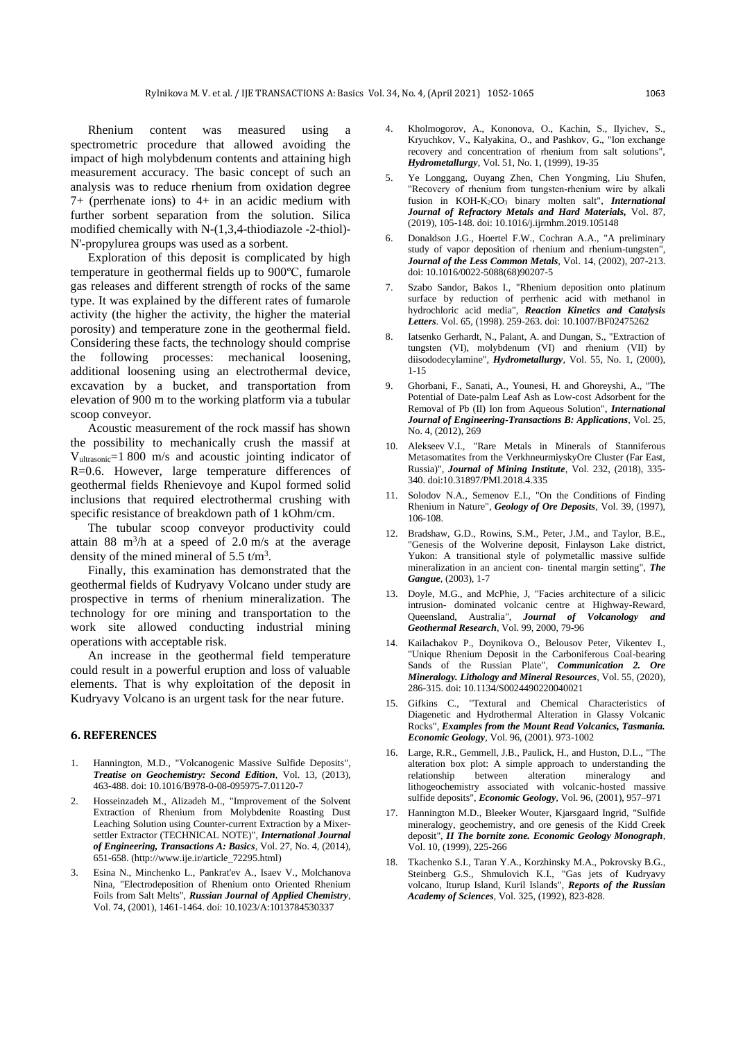Rhenium content was measured using a spectrometric procedure that allowed avoiding the impact of high molybdenum contents and attaining high measurement accuracy. The basic concept of such an analysis was to reduce rhenium from oxidation degree 7+ (perrhenate ions) to 4+ in an acidic medium with further sorbent separation from the solution. Silica modified chemically with N-(1,3,4-thiodiazole -2-thiol)-N'-propylurea groups was used as a sorbent.

Exploration of this deposit is complicated by high temperature in geothermal fields up to 900ºC, fumarole gas releases and different strength of rocks of the same type. It was explained by the different rates of fumarole activity (the higher the activity, the higher the material porosity) and temperature zone in the geothermal field. Considering these facts, the technology should comprise the following processes: mechanical loosening, additional loosening using an electrothermal device, excavation by a bucket, and transportation from elevation of 900 m to the working platform via a tubular scoop conveyor.

Acoustic measurement of the rock massif has shown the possibility to mechanically crush the massif at $V_{ultrasonic}$=1 800 m/s and acoustic jointing indicator of R=0.6. However, large temperature differences of geothermal fields Rhenievoye and Kupol formed solid inclusions that required electrothermal crushing with specific resistance of breakdown path of 1 kOhm/cm.

The tubular scoop conveyor productivity could attain 88 $m^3$/h at a speed of 2.0 m/s at the average density of the mined mineral of 5.5 $t/m^3$.

Finally, this examination has demonstrated that the geothermal fields of Kudryavy Volcano under study are prospective in terms of rhenium mineralization. The technology for ore mining and transportation to the work site allowed conducting industrial mining operations with acceptable risk.

An increase in the geothermal field temperature could result in a powerful eruption and loss of valuable elements. That is why exploitation of the deposit in Kudryavy Volcano is an urgent task for the near future.

## 6. REFERENCES

1. Hannington, M.D., "Volcanogenic Massive Sulfide Deposits", ***Treatise on Geochemistry: Second Edition***, Vol. 13, (2013), 463-488. doi: 10.1016/B978-0-08-095975-7.01120-7
2. Hosseinzadeh M., Alizadeh M., "Improvement of the Solvent Extraction of Rhenium from Molybdenite Roasting Dust Leaching Solution using Counter-current Extraction by a Mixer-settler Extractor (TECHNICAL NOTE)", ***International Journal of Engineering, Transactions A: Basics***, Vol. 27, No. 4, (2014), 651-658. (http://www.ije.ir/article_72295.html)
3. Esina N., Minchenko L., Pankrat'ev A., Isaev V., Molchanova Nina, "Electrodeposition of Rhenium onto Oriented Rhenium Foils from Salt Melts", ***Russian Journal of Applied Chemistry***, Vol. 74, (2001), 1461-1464. doi: 10.1023/A:1013784530337
4. Kholmogorov, A., Kononova, O., Kachin, S., Ilyichev, S., Kryuchkov, V., Kalyakina, O., and Pashkov, G., "Ion exchange recovery and concentration of rhenium from salt solutions", ***Hydrometallurgy***, Vol. 51, No. 1, (1999), 19-35
5. Ye Longgang, Ouyang Zhen, Chen Yongming, Liu Shufen, "Recovery of rhenium from tungsten-rhenium wire by alkali fusion in KOH-$K_2CO_3$ binary molten salt", ***International Journal of Refractory Metals and Hard Materials,*** Vol. 87, (2019), 105-148. doi: 10.1016/j.ijrmhm.2019.105148
6. Donaldson J.G., Hoertel F.W., Cochran A.A., "A preliminary study of vapor deposition of rhenium and rhenium-tungsten", ***Journal of the Less Common Metals***, Vol. 14, (2002), 207-213. doi: 10.1016/0022-5088(68)90207-5
7. Szabo Sandor, Bakos I., "Rhenium deposition onto platinum surface by reduction of perrhenic acid with methanol in hydrochloric acid media", ***Reaction Kinetics and Catalysis Letters***. Vol. 65, (1998). 259-263. doi: 10.1007/BF02475262
8. Iatsenko Gerhardt, N., Palant, A. and Dungan, S., "Extraction of tungsten (VI), molybdenum (VI) and rhenium (VII) by diisododecylamine", ***Hydrometallurgy***, Vol. 55, No. 1, (2000), 1-15
9. Ghorbani, F., Sanati, A., Younesi, H. and Ghoreyshi, A., "The Potential of Date-palm Leaf Ash as Low-cost Adsorbent for the Removal of Pb (II) Ion from Aqueous Solution", ***International Journal of Engineering-Transactions B: Applications***, Vol. 25, No. 4, (2012), 269
10. Alekseev V.I., "Rare Metals in Minerals of Stanniferous Metasomatites from the VerkhneurmiyskyOre Cluster (Far East, Russia)", ***Journal of Mining Institute***, Vol. 232, (2018), 335-340. doi:10.31897/PMI.2018.4.335
11. Solodov N.A., Semenov E.I., "On the Conditions of Finding Rhenium in Nature", ***Geology of Ore Deposits***, Vol. 39, (1997), 106-108.
12. Bradshaw, G.D., Rowins, S.M., Peter, J.M., and Taylor, B.E., "Genesis of the Wolverine deposit, Finlayson Lake district, Yukon: A transitional style of polymetallic massive sulfide mineralization in an ancient con- tinental margin setting", ***The Gangue***, (2003), 1-7
13. Doyle, M.G., and McPhie, J, "Facies architecture of a silicic intrusion- dominated volcanic centre at Highway-Reward, Queensland, Australia", ***Journal of Volcanology and Geothermal Research***, Vol. 99, 2000, 79-96
14. Kailachakov P., Doynikova O., Belousov Peter, Vikentev I., "Unique Rhenium Deposit in the Carboniferous Coal-bearing Sands of the Russian Plate", ***Communication 2. Ore Mineralogy. Lithology and Mineral Resources***, Vol. 55, (2020), 286-315. doi: 10.1134/S0024490220040021
15. Gifkins C., "Textural and Chemical Characteristics of Diagenetic and Hydrothermal Alteration in Glassy Volcanic Rocks", ***Examples from the Mount Read Volcanics, Tasmania. Economic Geology***, Vol. 96, (2001). 973-1002
16. Large, R.R., Gemmell, J.B., Paulick, H., and Huston, D.L., "The alteration box plot: A simple approach to understanding the relationship between alteration mineralogy and lithogeochemistry associated with volcanic-hosted massive sulfide deposits", ***Economic Geology***, Vol. 96, (2001), 957–971
17. Hannington M.D., Bleeker Wouter, Kjarsgaard Ingrid, "Sulfide mineralogy, geochemistry, and ore genesis of the Kidd Creek deposit", ***II The bornite zone. Economic Geology Monograph***, Vol. 10, (1999), 225-266
18. Tkachenko S.I., Taran Y.A., Korzhinsky M.A., Pokrovsky B.G., Steinberg G.S., Shmulovich K.I., "Gas jets of Kudryavy volcano, Iturup Island, Kuril Islands", ***Reports of the Russian Academy of Sciences***, Vol. 325, (1992), 823-828.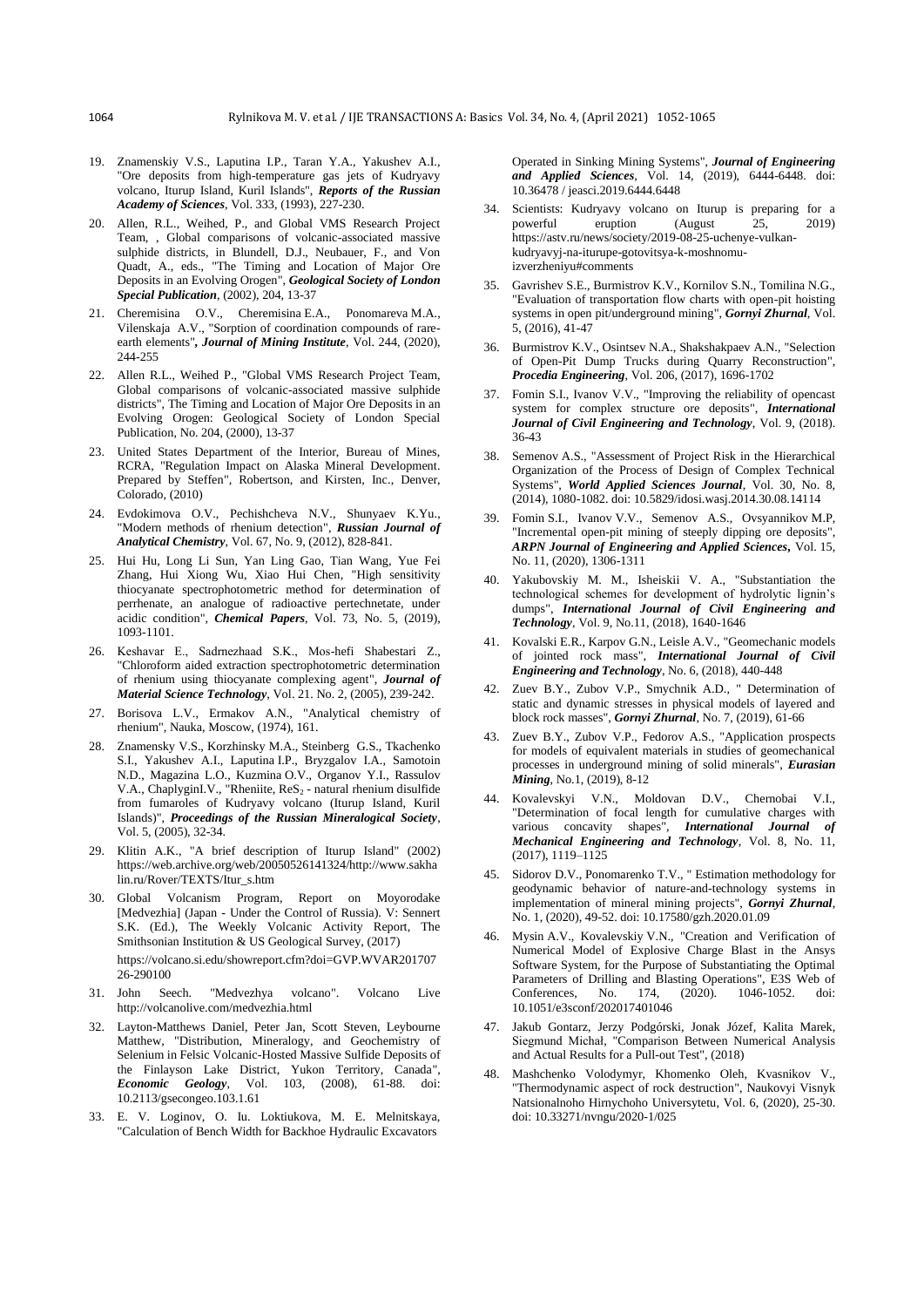19. Znamenskiy V.S., Laputina I.P., Taran Y.A., Yakushev A.I., "Ore deposits from high-temperature gas jets of Kudryavy volcano, Iturup Island, Kuril Islands", ***Reports of the Russian Academy of Sciences***, Vol. 333, (1993), 227-230.

20. Allen, R.L., Weihed, P., and Global VMS Research Project Team, , Global comparisons of volcanic-associated massive sulphide districts, in Blundell, D.J., Neubauer, F., and Von Quadt, A., eds., "The Timing and Location of Major Ore Deposits in an Evolving Orogen", ***Geological Society of London Special Publication***, (2002), 204, 13-37

21. Cheremisina O.V., Cheremisina E.A., Ponomareva M.A., Vilenskaja A.V., "Sorption of coordination compounds of rare-earth elements", ***Journal of Mining Institute***, Vol. 244, (2020), 244-255

22. Allen R.L., Weihed P., "Global VMS Research Project Team, Global comparisons of volcanic-associated massive sulphide districts", The Timing and Location of Major Ore Deposits in an Evolving Orogen: Geological Society of London Special Publication, No. 204, (2000), 13-37

23. United States Department of the Interior, Bureau of Mines, RCRA, "Regulation Impact on Alaska Mineral Development. Prepared by Steffen", Robertson, and Kirsten, Inc., Denver, Colorado, (2010)

24. Evdokimova O.V., Pechishcheva N.V., Shunyaev K.Yu., "Modern methods of rhenium detection", ***Russian Journal of Analytical Chemistry***, Vol. 67, No. 9, (2012), 828-841.

25. Hui Hu, Long Li Sun, Yan Ling Gao, Tian Wang, Yue Fei Zhang, Hui Xiong Wu, Xiao Hui Chen, "High sensitivity thiocyanate spectrophotometric method for determination of perrhenate, an analogue of radioactive pertechnetate, under acidic condition", ***Chemical Papers***, Vol. 73, No. 5, (2019), 1093-1101.

26. Keshavar E., Sadrnezhaad S.K., Mos-hefi Shabestari Z., "Chloroform aided extraction spectrophotometric determination of rhenium using thiocyanate complexing agent", ***Journal of Material Science Technology***, Vol. 21. No. 2, (2005), 239-242.

27. Borisova L.V., Ermakov A.N., "Analytical chemistry of rhenium", Nauka, Moscow, (1974), 161.

28. Znamensky V.S., Korzhinsky M.A., Steinberg G.S., Tkachenko S.I., Yakushev A.I., Laputina I.P., Bryzgalov I.A., Samotoin N.D., Magazina L.O., Kuzmina O.V., Organov Y.I., Rassulov V.A., ChaplyginI.V., "Rheniite, $ReS_2$ - natural rhenium disulfide from fumaroles of Kudryavy volcano (Iturup Island, Kuril Islands)", ***Proceedings of the Russian Mineralogical Society***, Vol. 5, (2005), 32-34.

29. Klitin A.K., "A brief description of Iturup Island" (2002) https://web.archive.org/web/20050526141324/http://www.sakhalin.ru/Rover/TEXTS/Itur_s.htm

30. Global Volcanism Program, Report on Moyorodake [Medvezhia] (Japan - Under the Control of Russia). V: Sennert S.K. (Ed.), The Weekly Volcanic Activity Report, The Smithsonian Institution & US Geological Survey, (2017) https://volcano.si.edu/showreport.cfm?doi=GVP.WVAR20170726-290100

31. John Seech. "Medvezhya volcano". Volcano Live http://volcanolive.com/medvezhia.html

32. Layton-Matthews Daniel, Peter Jan, Scott Steven, Leybourne Matthew, "Distribution, Mineralogy, and Geochemistry of Selenium in Felsic Volcanic-Hosted Massive Sulfide Deposits of the Finlayson Lake District, Yukon Territory, Canada", ***Economic Geology***, Vol. 103, (2008), 61-88. doi: 10.2113/gsecongeo.103.1.61

33. E. V. Loginov, O. Iu. Loktiukova, M. E. Melnitskaya, "Calculation of Bench Width for Backhoe Hydraulic Excavators Operated in Sinking Mining Systems", ***Journal of Engineering and Applied Sciences***, Vol. 14, (2019), 6444-6448. doi: 10.36478 / jeasci.2019.6444.6448

34. Scientists: Kudryavy volcano on Iturup is preparing for a powerful eruption (August 25, 2019) https://astv.ru/news/society/2019-08-25-uchenye-vulkan-kudryavyj-na-iturupe-gotovitsya-k-moshnomu-izverzheniyu#comments

35. Gavrishev S.E., Burmistrov K.V., Kornilov S.N., Tomilina N.G., "Evaluation of transportation flow charts with open-pit hoisting systems in open pit/underground mining", ***Gornyi Zhurnal***, Vol. 5, (2016), 41-47

36. Burmistrov K.V., Osintsev N.A., Shakshakpaev A.N., "Selection of Open-Pit Dump Trucks during Quarry Reconstruction", ***Procedia Engineering***, Vol. 206, (2017), 1696-1702

37. Fomin S.I., Ivanov V.V., "Improving the reliability of opencast system for complex structure ore deposits", ***International Journal of Civil Engineering and Technology***, Vol. 9, (2018). 36-43

38. Semenov A.S., "Assessment of Project Risk in the Hierarchical Organization of the Process of Design of Complex Technical Systems", ***World Applied Sciences Journal***, Vol. 30, No. 8, (2014), 1080-1082. doi: 10.5829/idosi.wasj.2014.30.08.14114

39. Fomin S.I., Ivanov V.V., Semenov A.S., Ovsyannikov M.P, "Incremental open-pit mining of steeply dipping ore deposits", ***ARPN Journal of Engineering and Applied Sciences***, Vol. 15, No. 11, (2020), 1306-1311

40. Yakubovskiy M. M., Isheiskii V. A., "Substantiation the technological schemes for development of hydrolytic lignin's dumps", ***International Journal of Civil Engineering and Technology***, Vol. 9, No.11, (2018), 1640-1646

41. Kovalski E.R., Karpov G.N., Leisle A.V., "Geomechanic models of jointed rock mass", ***International Journal of Civil Engineering and Technology***, No. 6, (2018), 440-448

42. Zuev B.Y., Zubov V.P., Smychnik A.D., " Determination of static and dynamic stresses in physical models of layered and block rock masses", ***Gornyi Zhurnal***, No. 7, (2019), 61-66

43. Zuev B.Y., Zubov V.P., Fedorov A.S., "Application prospects for models of equivalent materials in studies of geomechanical processes in underground mining of solid minerals", ***Eurasian Mining***, No.1, (2019), 8-12

44. Kovalevskyi V.N., Moldovan D.V., Chernobai V.I., "Determination of focal length for cumulative charges with various concavity shapes", ***International Journal of Mechanical Engineering and Technology***, Vol. 8, No. 11, (2017), 1119–1125

45. Sidorov D.V., Ponomarenko T.V., " Estimation methodology for geodynamic behavior of nature-and-technology systems in implementation of mineral mining projects", ***Gornyi Zhurnal***, No. 1, (2020), 49-52. doi: 10.17580/gzh.2020.01.09

46. Mysin A.V., Kovalevskiy V.N., "Creation and Verification of Numerical Model of Explosive Charge Blast in the Ansys Software System, for the Purpose of Substantiating the Optimal Parameters of Drilling and Blasting Operations", E3S Web of Conferences, No. 174, (2020). 1046-1052. doi: 10.1051/e3sconf/202017401046

47. Jakub Gontarz, Jerzy Podgórski, Jonak Józef, Kalita Marek, Siegmund Michał, "Comparison Between Numerical Analysis and Actual Results for a Pull-out Test", (2018)

48. Mashchenko Volodymyr, Khomenko Oleh, Kvasnikov V., "Thermodynamic aspect of rock destruction", Naukovyi Visnyk Natsionalnoho Hirnychoho Universytetu, Vol. 6, (2020), 25-30. doi: 10.33271/nvngu/2020-1/025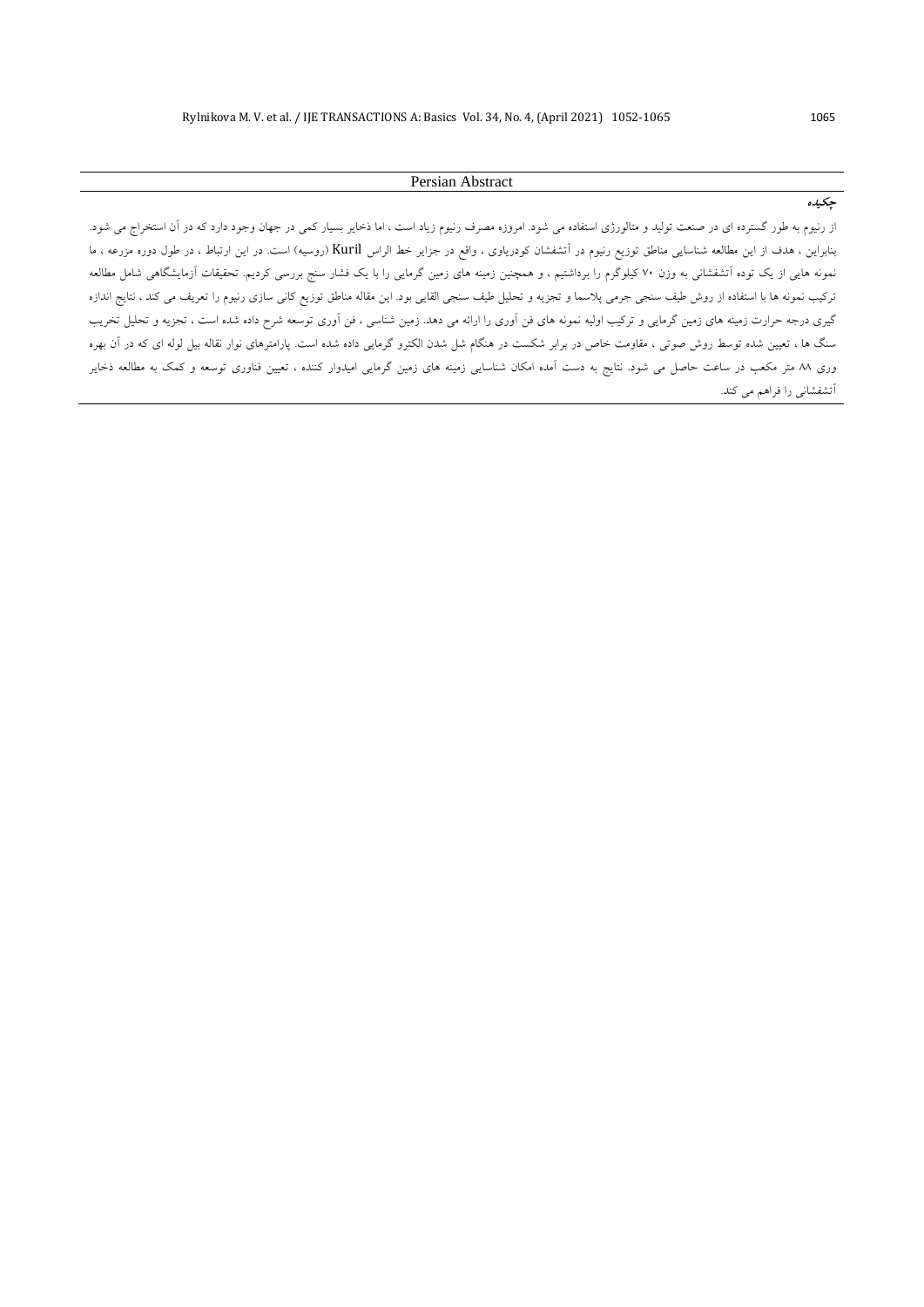## Persian Abstract

### چکیده

از رنیوم به طور گسترده ای در صنعت تولید و متالورژی استفاده می شود. امروزه مصرف رنیوم زیاد است ، اما ذخایر بسیار کمی در جهان وجود دارد که در آن استخراج می شود. بنابراین ، هدف از این مطالعه شناسایی مناطق توزیع رنیوم در آتشفشان کودریاوی ، واقع در جزایر خط الراس Kuril (روسیه) است. در این ارتباط ، در طول دوره مزرعه ، ما نمونه هایی از یک توده آتشفشانی به وزن ۷۰ کیلوگرم را برداشتیم ، و همچنین زمینه های زمین گرمایی را با یک فشار سنج بررسی کردیم. تحقیقات آزمایشگاهی شامل مطالعه ترکیب نمونه ها با استفاده از روش طیف سنجی جرمی پلاسما و تجزیه و تحلیل طیف سنجی القایی بود. این مقاله مناطق توزیع کانی سازی رنیوم را تعریف می کند ، نتایج اندازه گیری درجه حرارت زمینه های زمین گرمایی و ترکیب اولیه نمونه های فن آوری را ارائه می دهد. زمین شناسی ، فن آوری توسعه شرح داده شده است ، تجزیه و تحلیل تخریب سنگ ها ، تعیین شده توسط روش صوتی ، مقاومت خاص در برابر شکست در هنگام شل شدن الکترو گرمایی داده شده است. پارامترهای نوار نقاله بیل لوله ای که در آن بهره وری ۸۸ متر مکعب در ساعت حاصل می شود. نتایج به دست آمده امکان شناسایی زمینه های زمین گرمایی امیدوار کننده ، تعیین فناوری توسعه و کمک به مطالعه ذخایر آتشفشانی را فراهم می کند.